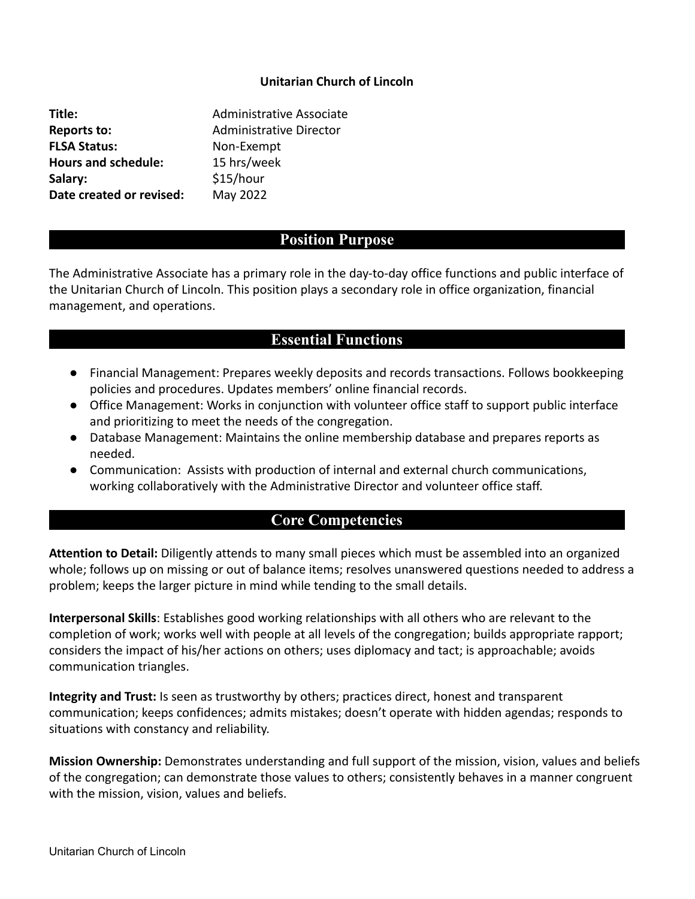**Unitarian Church of Lincoln**

| | |
|---|---|
| **Title:** | Administrative Associate |
| **Reports to:** | Administrative Director |
| **FLSA Status:** | Non-Exempt |
| **Hours and schedule:** | 15 hrs/week |
| **Salary:** | $15/hour |
| **Date created or revised:** | May 2022 |

## Position Purpose

The Administrative Associate has a primary role in the day-to-day office functions and public interface of the Unitarian Church of Lincoln. This position plays a secondary role in office organization, financial management, and operations.

## Essential Functions

- Financial Management: Prepares weekly deposits and records transactions. Follows bookkeeping policies and procedures. Updates members' online financial records.
- Office Management: Works in conjunction with volunteer office staff to support public interface and prioritizing to meet the needs of the congregation.
- Database Management: Maintains the online membership database and prepares reports as needed.
- Communication: Assists with production of internal and external church communications, working collaboratively with the Administrative Director and volunteer office staff.

## Core Competencies

**Attention to Detail:** Diligently attends to many small pieces which must be assembled into an organized whole; follows up on missing or out of balance items; resolves unanswered questions needed to address a problem; keeps the larger picture in mind while tending to the small details.

**Interpersonal Skills**: Establishes good working relationships with all others who are relevant to the completion of work; works well with people at all levels of the congregation; builds appropriate rapport; considers the impact of his/her actions on others; uses diplomacy and tact; is approachable; avoids communication triangles.

**Integrity and Trust:** Is seen as trustworthy by others; practices direct, honest and transparent communication; keeps confidences; admits mistakes; doesn't operate with hidden agendas; responds to situations with constancy and reliability.

**Mission Ownership:** Demonstrates understanding and full support of the mission, vision, values and beliefs of the congregation; can demonstrate those values to others; consistently behaves in a manner congruent with the mission, vision, values and beliefs.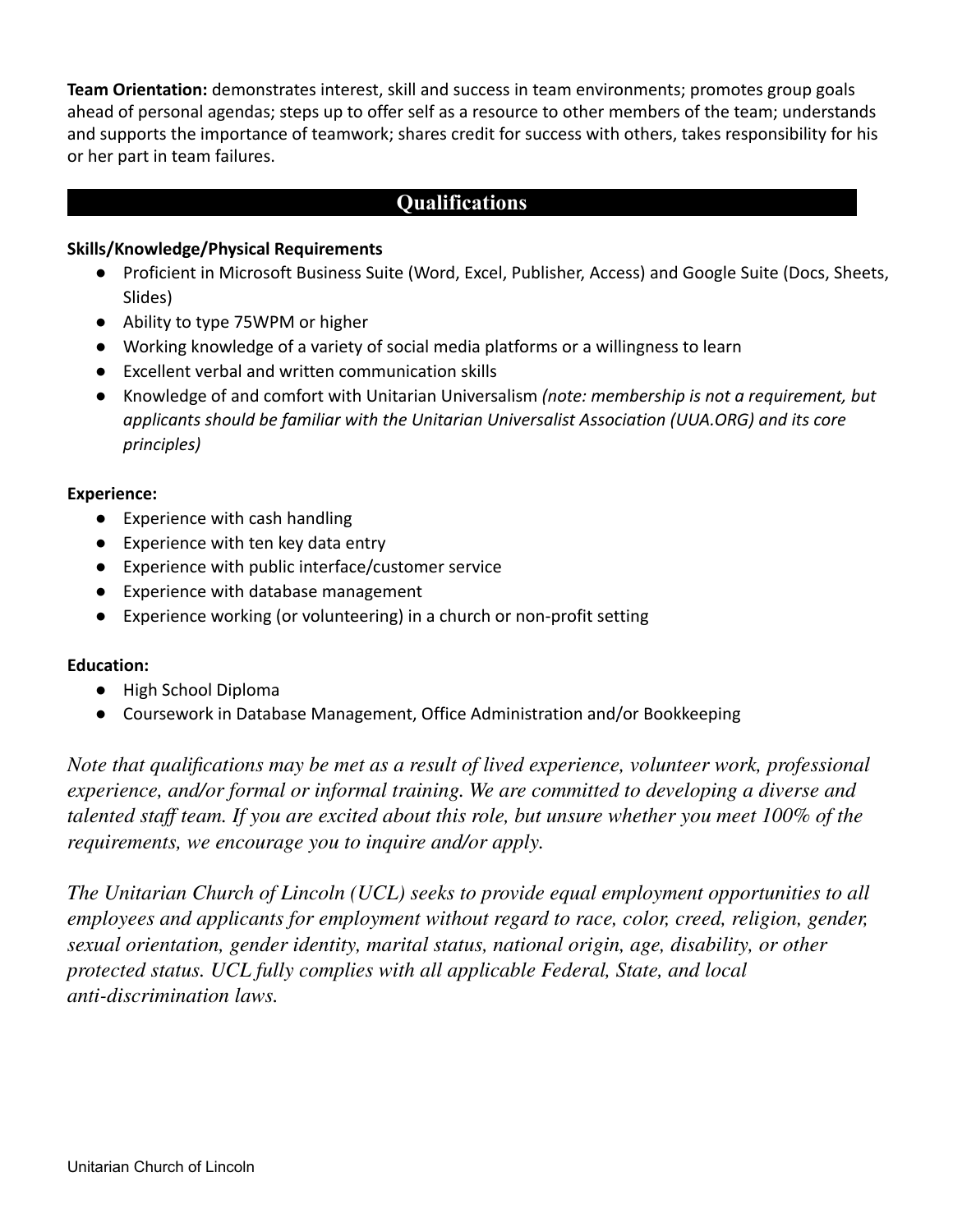**Team Orientation:** demonstrates interest, skill and success in team environments; promotes group goals ahead of personal agendas; steps up to offer self as a resource to other members of the team; understands and supports the importance of teamwork; shares credit for success with others, takes responsibility for his or her part in team failures.

## Qualifications

**Skills/Knowledge/Physical Requirements**

- Proficient in Microsoft Business Suite (Word, Excel, Publisher, Access) and Google Suite (Docs, Sheets, Slides)
- Ability to type 75WPM or higher
- Working knowledge of a variety of social media platforms or a willingness to learn
- Excellent verbal and written communication skills
- Knowledge of and comfort with Unitarian Universalism *(note: membership is not a requirement, but applicants should be familiar with the Unitarian Universalist Association (UUA.ORG) and its core principles)*

**Experience:**

- Experience with cash handling
- Experience with ten key data entry
- Experience with public interface/customer service
- Experience with database management
- Experience working (or volunteering) in a church or non-profit setting

**Education:**

- High School Diploma
- Coursework in Database Management, Office Administration and/or Bookkeeping

*Note that qualifications may be met as a result of lived experience, volunteer work, professional experience, and/or formal or informal training. We are committed to developing a diverse and talented staff team. If you are excited about this role, but unsure whether you meet 100% of the requirements, we encourage you to inquire and/or apply.*

*The Unitarian Church of Lincoln (UCL) seeks to provide equal employment opportunities to all employees and applicants for employment without regard to race, color, creed, religion, gender, sexual orientation, gender identity, marital status, national origin, age, disability, or other protected status. UCL fully complies with all applicable Federal, State, and local anti-discrimination laws.*